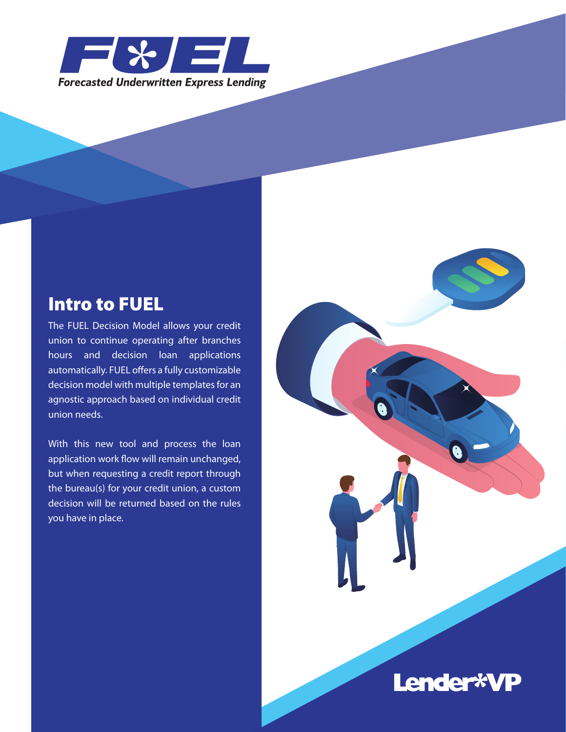# FUEL

*Forecasted Underwritten Express Lending*

## Intro to FUEL

The FUEL Decision Model allows your credit union to continue operating after branches hours and decision loan applications automatically. FUEL offers a fully customizable decision model with multiple templates for an agnostic approach based on individual credit union needs.

With this new tool and process the loan application work flow will remain unchanged, but when requesting a credit report through the bureau(s) for your credit union, a custom decision will be returned based on the rules you have in place.

Lender*VP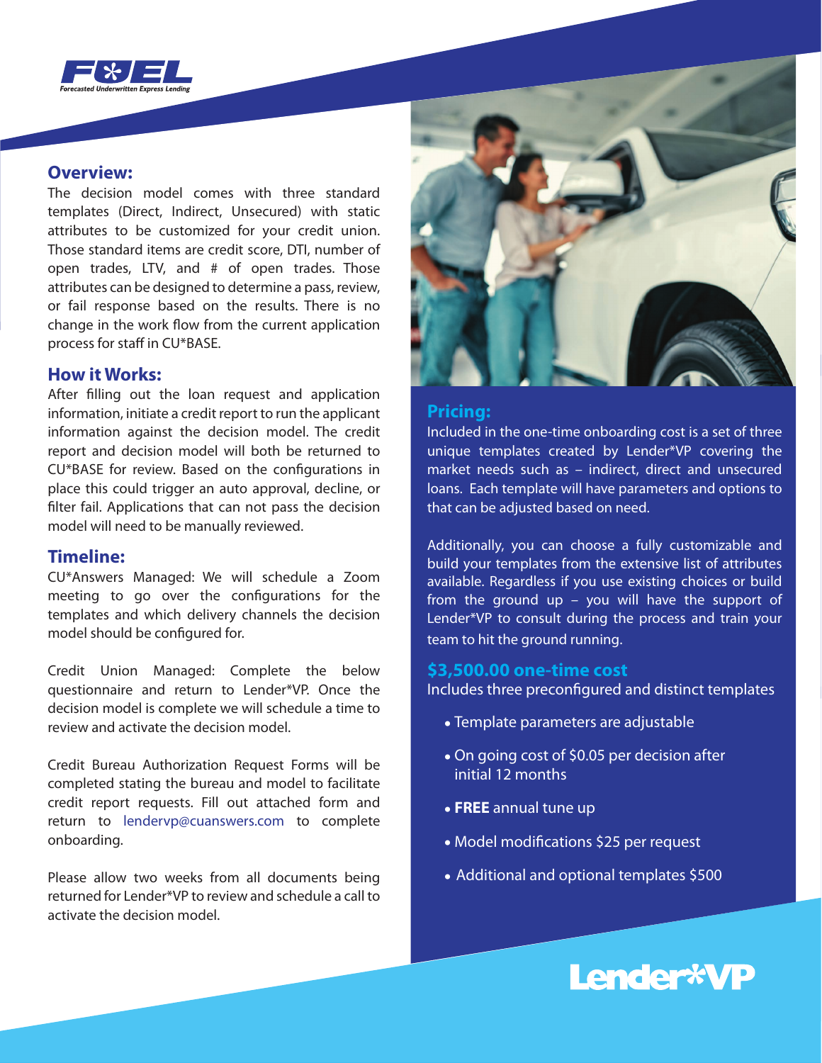FUEL
*Forecasted Underwritten Express Lending*

## Overview:

The decision model comes with three standard templates (Direct, Indirect, Unsecured) with static attributes to be customized for your credit union. Those standard items are credit score, DTI, number of open trades, LTV, and # of open trades. Those attributes can be designed to determine a pass, review, or fail response based on the results. There is no change in the work flow from the current application process for staff in CU*BASE.

## How it Works:

After filling out the loan request and application information, initiate a credit report to run the applicant information against the decision model. The credit report and decision model will both be returned to CU*BASE for review. Based on the configurations in place this could trigger an auto approval, decline, or filter fail. Applications that can not pass the decision model will need to be manually reviewed.

## Timeline:

CU*Answers Managed: We will schedule a Zoom meeting to go over the configurations for the templates and which delivery channels the decision model should be configured for.

Credit Union Managed: Complete the below questionnaire and return to Lender*VP. Once the decision model is complete we will schedule a time to review and activate the decision model.

Credit Bureau Authorization Request Forms will be completed stating the bureau and model to facilitate credit report requests. Fill out attached form and return to lendervp@cuanswers.com to complete onboarding.

Please allow two weeks from all documents being returned for Lender*VP to review and schedule a call to activate the decision model.

## Pricing:

Included in the one-time onboarding cost is a set of three unique templates created by Lender*VP covering the market needs such as – indirect, direct and unsecured loans. Each template will have parameters and options to that can be adjusted based on need.

Additionally, you can choose a fully customizable and build your templates from the extensive list of attributes available. Regardless if you use existing choices or build from the ground up – you will have the support of Lender*VP to consult during the process and train your team to hit the ground running.

### $3,500.00 one-time cost

Includes three preconfigured and distinct templates

- Template parameters are adjustable
- On going cost of $0.05 per decision after initial 12 months
- **FREE** annual tune up
- Model modifications $25 per request
- Additional and optional templates $500

Lender*VP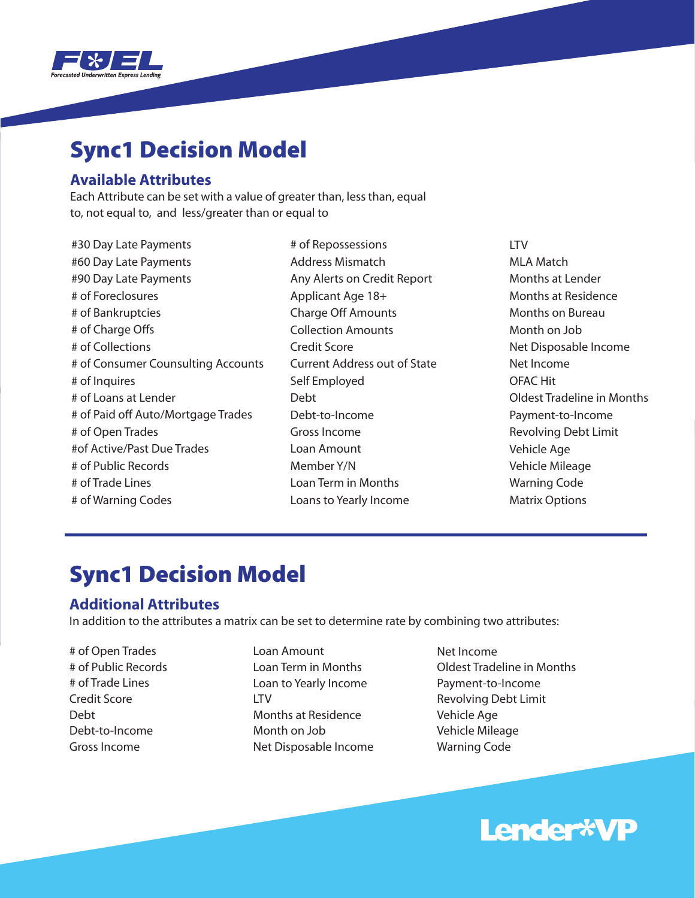# Sync1 Decision Model

## Available Attributes

Each Attribute can be set with a value of greater than, less than, equal to, not equal to, and less/greater than or equal to

- #30 Day Late Payments
- #60 Day Late Payments
- #90 Day Late Payments
- # of Foreclosures
- # of Bankruptcies
- # of Charge Offs
- # of Collections
- # of Consumer Counsulting Accounts
- # of Inquires
- # of Loans at Lender
- # of Paid off Auto/Mortgage Trades
- # of Open Trades
- #of Active/Past Due Trades
- # of Public Records
- # of Trade Lines
- # of Warning Codes
- # of Repossessions
- Address Mismatch
- Any Alerts on Credit Report
- Applicant Age 18+
- Charge Off Amounts
- Collection Amounts
- Credit Score
- Current Address out of State
- Self Employed
- Debt
- Debt-to-Income
- Gross Income
- Loan Amount
- Member Y/N
- Loan Term in Months
- Loans to Yearly Income
- LTV
- MLA Match
- Months at Lender
- Months at Residence
- Months on Bureau
- Month on Job
- Net Disposable Income
- Net Income
- OFAC Hit
- Oldest Tradeline in Months
- Payment-to-Income
- Revolving Debt Limit
- Vehicle Age
- Vehicle Mileage
- Warning Code
- Matrix Options

---

# Sync1 Decision Model

## Additional Attributes

In addition to the attributes a matrix can be set to determine rate by combining two attributes:

- # of Open Trades
- # of Public Records
- # of Trade Lines
- Credit Score
- Debt
- Debt-to-Income
- Gross Income
- Loan Amount
- Loan Term in Months
- Loan to Yearly Income
- LTV
- Months at Residence
- Month on Job
- Net Disposable Income
- Net Income
- Oldest Tradeline in Months
- Payment-to-Income
- Revolving Debt Limit
- Vehicle Age
- Vehicle Mileage
- Warning Code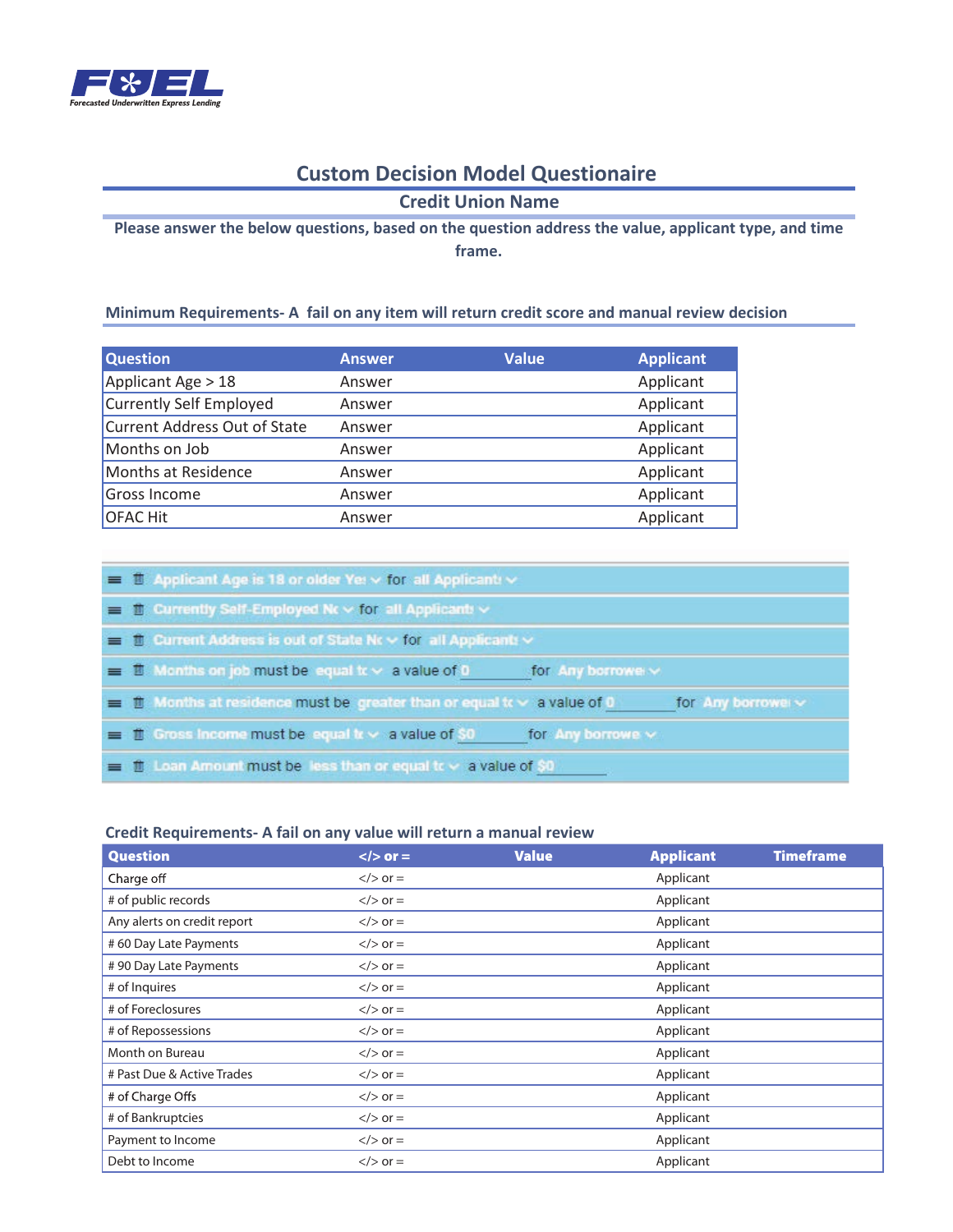**FUEL**
*Forecasted Underwritten Express Lending*

# Custom Decision Model Questionaire

## Credit Union Name

**Please answer the below questions, based on the question address the value, applicant type, and time frame.**

### Minimum Requirements- A fail on any item will return credit score and manual review decision

| Question | Answer | Value | Applicant |
|---|---|---|---|
| Applicant Age > 18 | Answer | | Applicant |
| Currently Self Employed | Answer | | Applicant |
| Current Address Out of State | Answer | | Applicant |
| Months on Job | Answer | | Applicant |
| Months at Residence | Answer | | Applicant |
| Gross Income | Answer | | Applicant |
| OFAC Hit | Answer | | Applicant |

- Applicant Age is 18 or older Ye for all Applicant
- Currently Self-Employed Nc for all Applicant
- Current Address is out of State Nc for all Applicant
- Months on job must be equal tc a value of 0 for Any borrowe
- Months at residence must be greater than or equal tc a value of 0 for Any borrowe
- Gross Income must be equal tc a value of $0 for Any borrowe
- Loan Amount must be less than or equal tc a value of $0

### Credit Requirements- A fail on any value will return a manual review

| Question | </> or = | Value | Applicant | Timeframe |
|---|---|---|---|---|
| Charge off | </> or = | | Applicant | |
| # of public records | </> or = | | Applicant | |
| Any alerts on credit report | </> or = | | Applicant | |
| # 60 Day Late Payments | </> or = | | Applicant | |
| # 90 Day Late Payments | </> or = | | Applicant | |
| # of Inquires | </> or = | | Applicant | |
| # of Foreclosures | </> or = | | Applicant | |
| # of Repossessions | </> or = | | Applicant | |
| Month on Bureau | </> or = | | Applicant | |
| # Past Due & Active Trades | </> or = | | Applicant | |
| # of Charge Offs | </> or = | | Applicant | |
| # of Bankruptcies | </> or = | | Applicant | |
| Payment to Income | </> or = | | Applicant | |
| Debt to Income | </> or = | | Applicant | |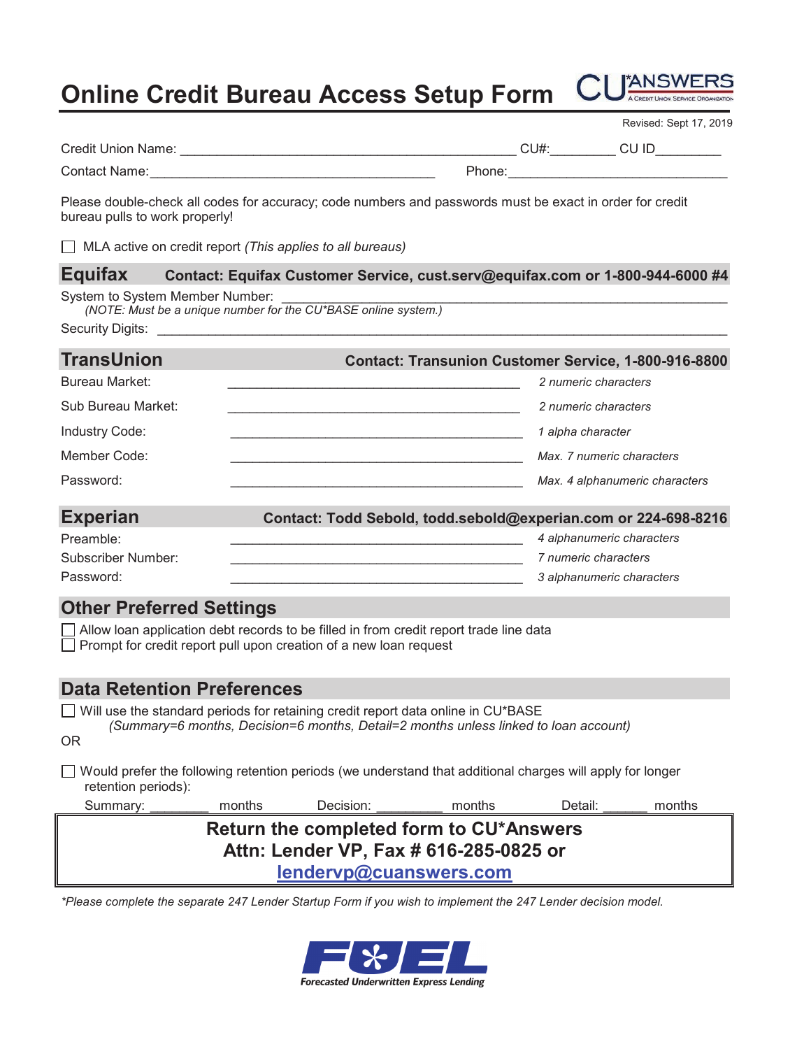# Online Credit Bureau Access Setup Form

CU*ANSWERS — A Credit Union Service Organization

Revised: Sept 17, 2019

Credit Union Name: ____________________________________________ CU#:_________ CU ID_________

Contact Name:______________________________________ Phone:_____________________________

Please double-check all codes for accuracy; code numbers and passwords must be exact in order for credit bureau pulls to work properly!

☐ MLA active on credit report *(This applies to all bureaus)*

## Equifax — Contact: Equifax Customer Service, cust.serv@equifax.com or 1-800-944-6000 #4

System to System Member Number: ____________________________________________________________
*(NOTE: Must be a unique number for the CU*BASE online system.)*

Security Digits: ______________________________________________________________________

## TransUnion — Contact: Transunion Customer Service, 1-800-916-8800

| Field | | Format |
|---|---|---|
| Bureau Market: | ______________________________________ | *2 numeric characters* |
| Sub Bureau Market: | ______________________________________ | *2 numeric characters* |
| Industry Code: | ______________________________________ | *1 alpha character* |
| Member Code: | ______________________________________ | *Max. 7 numeric characters* |
| Password: | ______________________________________ | *Max. 4 alphanumeric characters* |

## Experian — Contact: Todd Sebold, todd.sebold@experian.com or 224-698-8216

| Field | | Format |
|---|---|---|
| Preamble: | ______________________________________ | *4 alphanumeric characters* |
| Subscriber Number: | ______________________________________ | *7 numeric characters* |
| Password: | ______________________________________ | *3 alphanumeric characters* |

## Other Preferred Settings

☐ Allow loan application debt records to be filled in from credit report trade line data
☐ Prompt for credit report pull upon creation of a new loan request

## Data Retention Preferences

☐ Will use the standard periods for retaining credit report data online in CU*BASE
*(Summary=6 months, Decision=6 months, Detail=2 months unless linked to loan account)*

OR

☐ Would prefer the following retention periods (we understand that additional charges will apply for longer retention periods):

Summary: ________ months Decision: _________ months Detail: ______ months

**Return the completed form to CU*Answers**
**Attn: Lender VP, Fax # 616-285-0825 or**
**lendervp@cuanswers.com**

*\*Please complete the separate 247 Lender Startup Form if you wish to implement the 247 Lender decision model.*

FUEL — Forecasted Underwritten Express Lending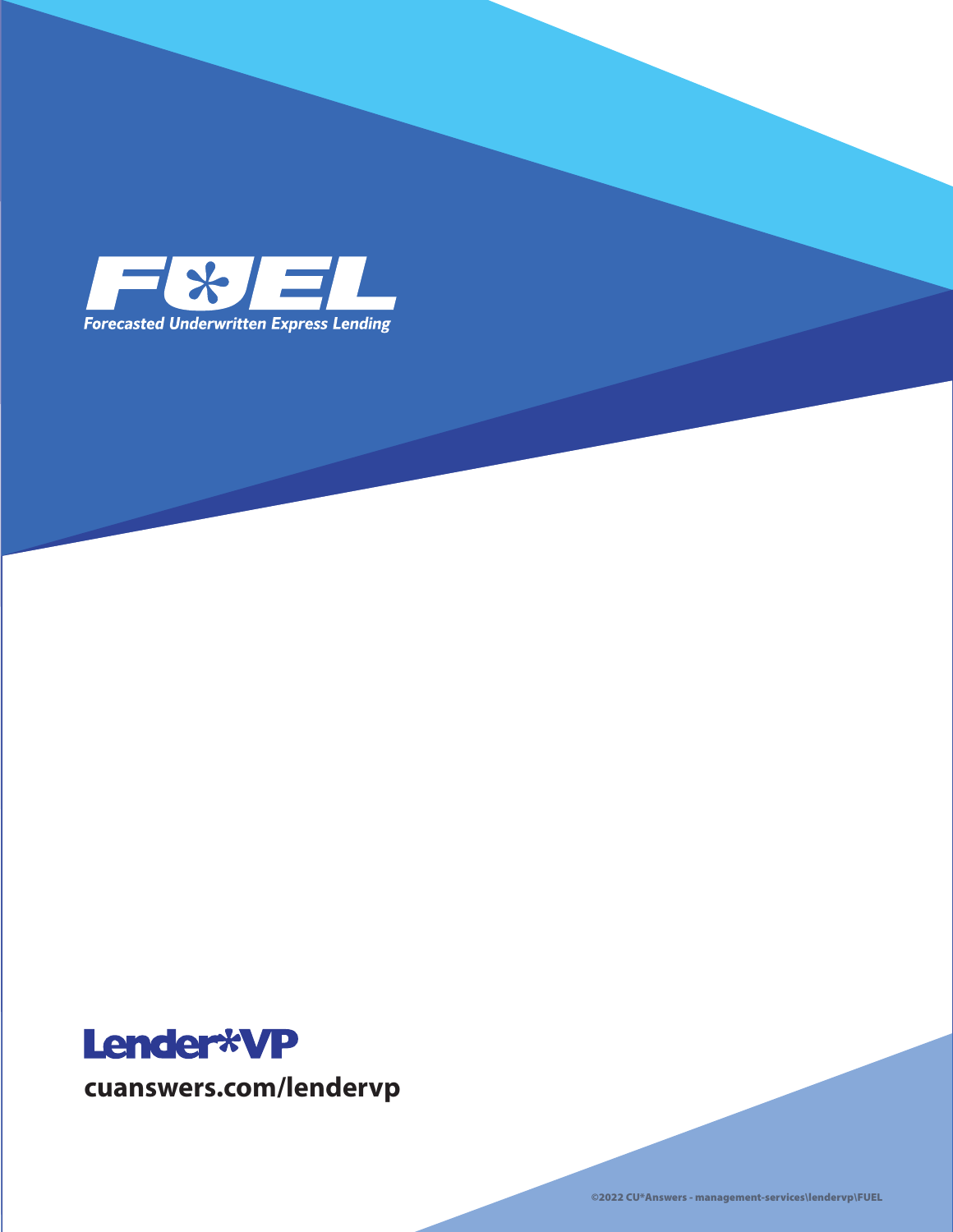# FUEL

*Forecasted Underwritten Express Lending*

**Lender*VP**

**cuanswers.com/lendervp**

©2022 CU*Answers - management-services\lendervp\FUEL